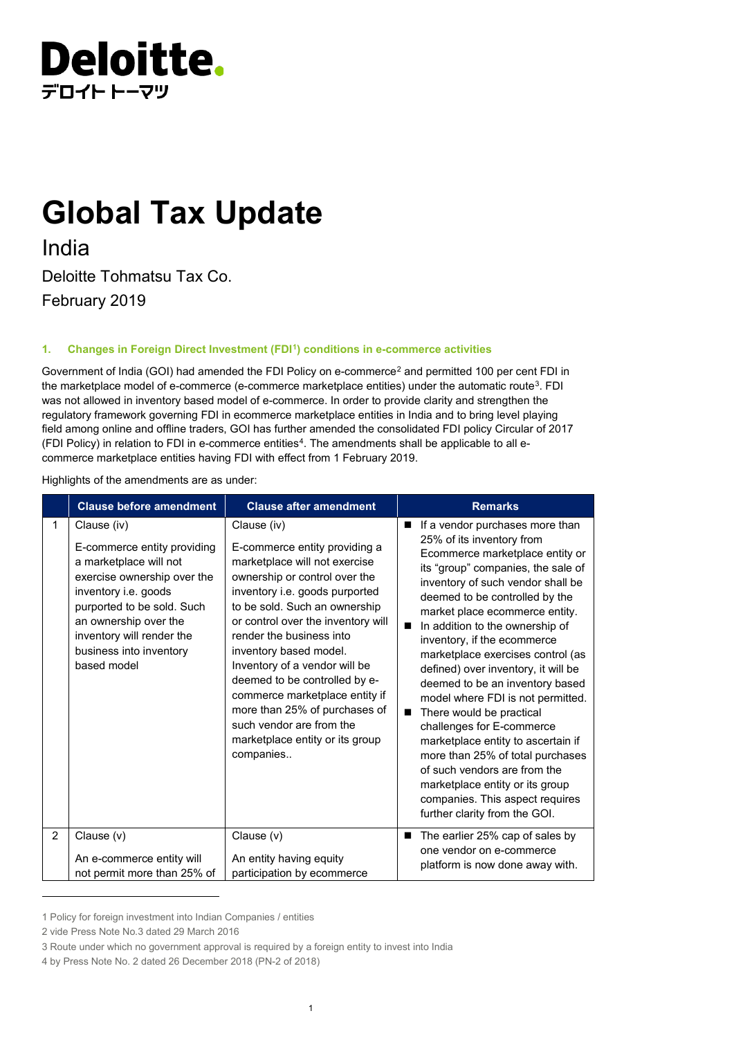# Deloitte.

デロイト トーマツ

# Global Tax Update

## India

Deloitte Tohmatsu Tax Co.

February 2019

### 1. Changes in Foreign Direct Investment (FDI[1]) conditions in e-commerce activities

Government of India (GOI) had amended the FDI Policy on e-commerce[2] and permitted 100 per cent FDI in the marketplace model of e-commerce (e-commerce marketplace entities) under the automatic route[3]. FDI was not allowed in inventory based model of e-commerce. In order to provide clarity and strengthen the regulatory framework governing FDI in ecommerce marketplace entities in India and to bring level playing field among online and offline traders, GOI has further amended the consolidated FDI policy Circular of 2017 (FDI Policy) in relation to FDI in e-commerce entities[4]. The amendments shall be applicable to all e-commerce marketplace entities having FDI with effect from 1 February 2019.

Highlights of the amendments are as under:

| | Clause before amendment | Clause after amendment | Remarks |
|---|---|---|---|
| 1 | Clause (iv)<br><br>E-commerce entity providing a marketplace will not exercise ownership over the inventory i.e. goods purported to be sold. Such an ownership over the inventory will render the business into inventory based model | Clause (iv)<br><br>E-commerce entity providing a marketplace will not exercise ownership or control over the inventory i.e. goods purported to be sold. Such an ownership or control over the inventory will render the business into inventory based model. Inventory of a vendor will be deemed to be controlled by e-commerce marketplace entity if more than 25% of purchases of such vendor are from the marketplace entity or its group companies.. | ■ If a vendor purchases more than 25% of its inventory from Ecommerce marketplace entity or its "group" companies, the sale of inventory of such vendor shall be deemed to be controlled by the market place ecommerce entity.<br>■ In addition to the ownership of inventory, if the ecommerce marketplace exercises control (as defined) over inventory, it will be deemed to be an inventory based model where FDI is not permitted.<br>■ There would be practical challenges for E-commerce marketplace entity to ascertain if more than 25% of total purchases of such vendors are from the marketplace entity or its group companies. This aspect requires further clarity from the GOI. |
| 2 | Clause (v)<br><br>An e-commerce entity will not permit more than 25% of | Clause (v)<br><br>An entity having equity participation by ecommerce | ■ The earlier 25% cap of sales by one vendor on e-commerce platform is now done away with. |

1 Policy for foreign investment into Indian Companies / entities

2 vide Press Note No.3 dated 29 March 2016

3 Route under which no government approval is required by a foreign entity to invest into India

4 by Press Note No. 2 dated 26 December 2018 (PN-2 of 2018)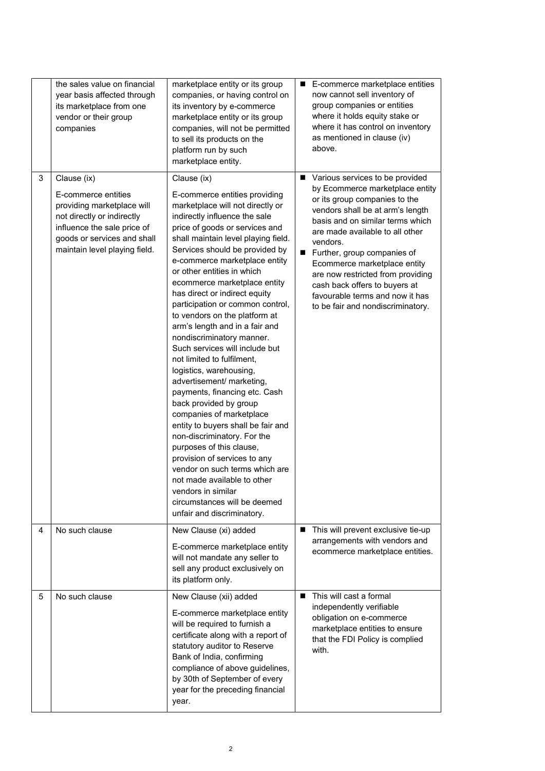| | | | |
|---|---|---|---|
| | the sales value on financial year basis affected through its marketplace from one vendor or their group companies | marketplace entity or its group companies, or having control on its inventory by e-commerce marketplace entity or its group companies, will not be permitted to sell its products on the platform run by such marketplace entity. | ■ E-commerce marketplace entities now cannot sell inventory of group companies or entities where it holds equity stake or where it has control on inventory as mentioned in clause (iv) above. |
| 3 | Clause (ix)<br><br>E-commerce entities providing marketplace will not directly or indirectly influence the sale price of goods or services and shall maintain level playing field. | Clause (ix)<br><br>E-commerce entities providing marketplace will not directly or indirectly influence the sale price of goods or services and shall maintain level playing field. Services should be provided by e-commerce marketplace entity or other entities in which ecommerce marketplace entity has direct or indirect equity participation or common control, to vendors on the platform at arm's length and in a fair and nondiscriminatory manner. Such services will include but not limited to fulfilment, logistics, warehousing, advertisement/ marketing, payments, financing etc. Cash back provided by group companies of marketplace entity to buyers shall be fair and non-discriminatory. For the purposes of this clause, provision of services to any vendor on such terms which are not made available to other vendors in similar circumstances will be deemed unfair and discriminatory. | ■ Various services to be provided by Ecommerce marketplace entity or its group companies to the vendors shall be at arm's length basis and on similar terms which are made available to all other vendors.<br>■ Further, group companies of Ecommerce marketplace entity are now restricted from providing cash back offers to buyers at favourable terms and now it has to be fair and nondiscriminatory. |
| 4 | No such clause | New Clause (xi) added<br><br>E-commerce marketplace entity will not mandate any seller to sell any product exclusively on its platform only. | ■ This will prevent exclusive tie-up arrangements with vendors and ecommerce marketplace entities. |
| 5 | No such clause | New Clause (xii) added<br><br>E-commerce marketplace entity will be required to furnish a certificate along with a report of statutory auditor to Reserve Bank of India, confirming compliance of above guidelines, by 30th of September of every year for the preceding financial year. | ■ This will cast a formal independently verifiable obligation on e-commerce marketplace entities to ensure that the FDI Policy is complied with. |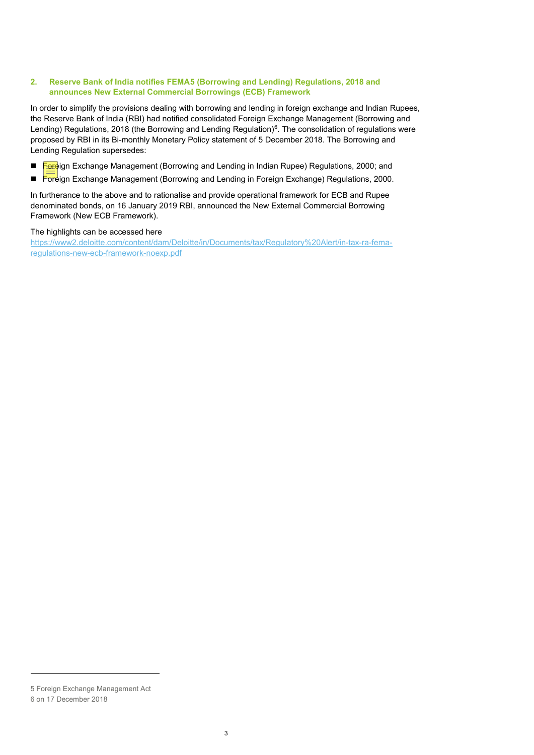## 2. Reserve Bank of India notifies FEMA[5] (Borrowing and Lending) Regulations, 2018 and announces New External Commercial Borrowings (ECB) Framework

In order to simplify the provisions dealing with borrowing and lending in foreign exchange and Indian Rupees, the Reserve Bank of India (RBI) had notified consolidated Foreign Exchange Management (Borrowing and Lending) Regulations, 2018 (the Borrowing and Lending Regulation)[6]. The consolidation of regulations were proposed by RBI in its Bi-monthly Monetary Policy statement of 5 December 2018. The Borrowing and Lending Regulation supersedes:

- Foreign Exchange Management (Borrowing and Lending in Indian Rupee) Regulations, 2000; and
- Foreign Exchange Management (Borrowing and Lending in Foreign Exchange) Regulations, 2000.

In furtherance to the above and to rationalise and provide operational framework for ECB and Rupee denominated bonds, on 16 January 2019 RBI, announced the New External Commercial Borrowing Framework (New ECB Framework).

The highlights can be accessed here
https://www2.deloitte.com/content/dam/Deloitte/in/Documents/tax/Regulatory%20Alert/in-tax-ra-fema-regulations-new-ecb-framework-noexp.pdf

---

5 Foreign Exchange Management Act

6 on 17 December 2018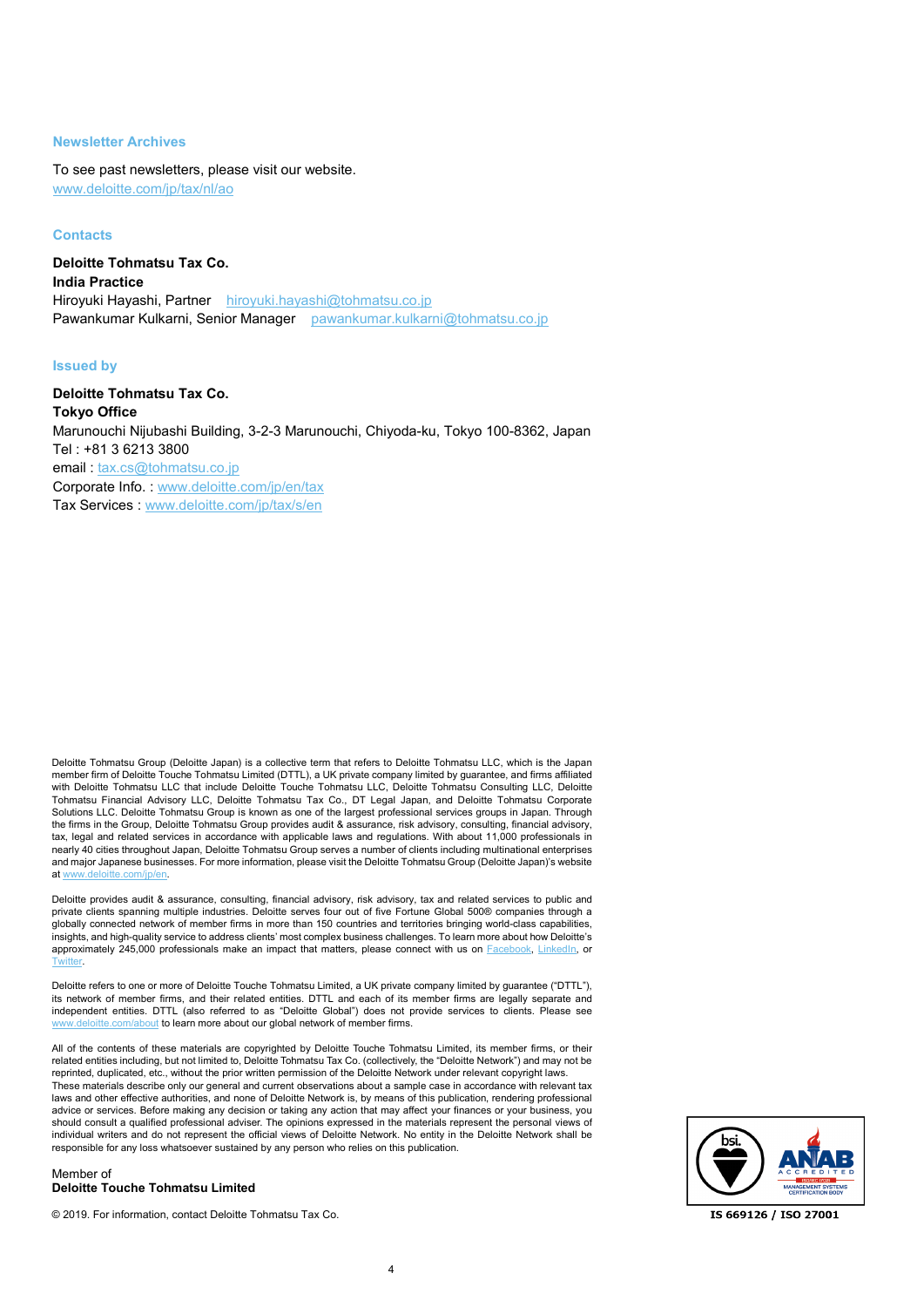## Newsletter Archives

To see past newsletters, please visit our website.
www.deloitte.com/jp/tax/nl/ao

## Contacts

**Deloitte Tohmatsu Tax Co.**
**India Practice**
Hiroyuki Hayashi, Partner hiroyuki.hayashi@tohmatsu.co.jp
Pawankumar Kulkarni, Senior Manager pawankumar.kulkarni@tohmatsu.co.jp

## Issued by

**Deloitte Tohmatsu Tax Co.**
**Tokyo Office**
Marunouchi Nijubashi Building, 3-2-3 Marunouchi, Chiyoda-ku, Tokyo 100-8362, Japan
Tel : +81 3 6213 3800
email : tax.cs@tohmatsu.co.jp
Corporate Info. : www.deloitte.com/jp/en/tax
Tax Services : www.deloitte.com/jp/tax/s/en

Deloitte Tohmatsu Group (Deloitte Japan) is a collective term that refers to Deloitte Tohmatsu LLC, which is the Japan member firm of Deloitte Touche Tohmatsu Limited (DTTL), a UK private company limited by guarantee, and firms affiliated with Deloitte Tohmatsu LLC that include Deloitte Touche Tohmatsu LLC, Deloitte Tohmatsu Consulting LLC, Deloitte Tohmatsu Financial Advisory LLC, Deloitte Tohmatsu Tax Co., DT Legal Japan, and Deloitte Tohmatsu Corporate Solutions LLC. Deloitte Tohmatsu Group is known as one of the largest professional services groups in Japan. Through the firms in the Group, Deloitte Tohmatsu Group provides audit & assurance, risk advisory, consulting, financial advisory, tax, legal and related services in accordance with applicable laws and regulations. With about 11,000 professionals in nearly 40 cities throughout Japan, Deloitte Tohmatsu Group serves a number of clients including multinational enterprises and major Japanese businesses. For more information, please visit the Deloitte Tohmatsu Group (Deloitte Japan)'s website at www.deloitte.com/jp/en.

Deloitte provides audit & assurance, consulting, financial advisory, risk advisory, tax and related services to public and private clients spanning multiple industries. Deloitte serves four out of five Fortune Global 500® companies through a globally connected network of member firms in more than 150 countries and territories bringing world-class capabilities, insights, and high-quality service to address clients' most complex business challenges. To learn more about how Deloitte's approximately 245,000 professionals make an impact that matters, please connect with us on Facebook, LinkedIn, or Twitter.

Deloitte refers to one or more of Deloitte Touche Tohmatsu Limited, a UK private company limited by guarantee ("DTTL"), its network of member firms, and their related entities. DTTL and each of its member firms are legally separate and independent entities. DTTL (also referred to as "Deloitte Global") does not provide services to clients. Please see www.deloitte.com/about to learn more about our global network of member firms.

All of the contents of these materials are copyrighted by Deloitte Touche Tohmatsu Limited, its member firms, or their related entities including, but not limited to, Deloitte Tohmatsu Tax Co. (collectively, the "Deloitte Network") and may not be reprinted, duplicated, etc., without the prior written permission of the Deloitte Network under relevant copyright laws.
These materials describe only our general and current observations about a sample case in accordance with relevant tax laws and other effective authorities, and none of Deloitte Network is, by means of this publication, rendering professional advice or services. Before making any decision or taking any action that may affect your finances or your business, you should consult a qualified professional adviser. The opinions expressed in the materials represent the personal views of individual writers and do not represent the official views of Deloitte Network. No entity in the Deloitte Network shall be responsible for any loss whatsoever sustained by any person who relies on this publication.

Member of
**Deloitte Touche Tohmatsu Limited**

© 2019. For information, contact Deloitte Tohmatsu Tax Co.

IS 669126 / ISO 27001